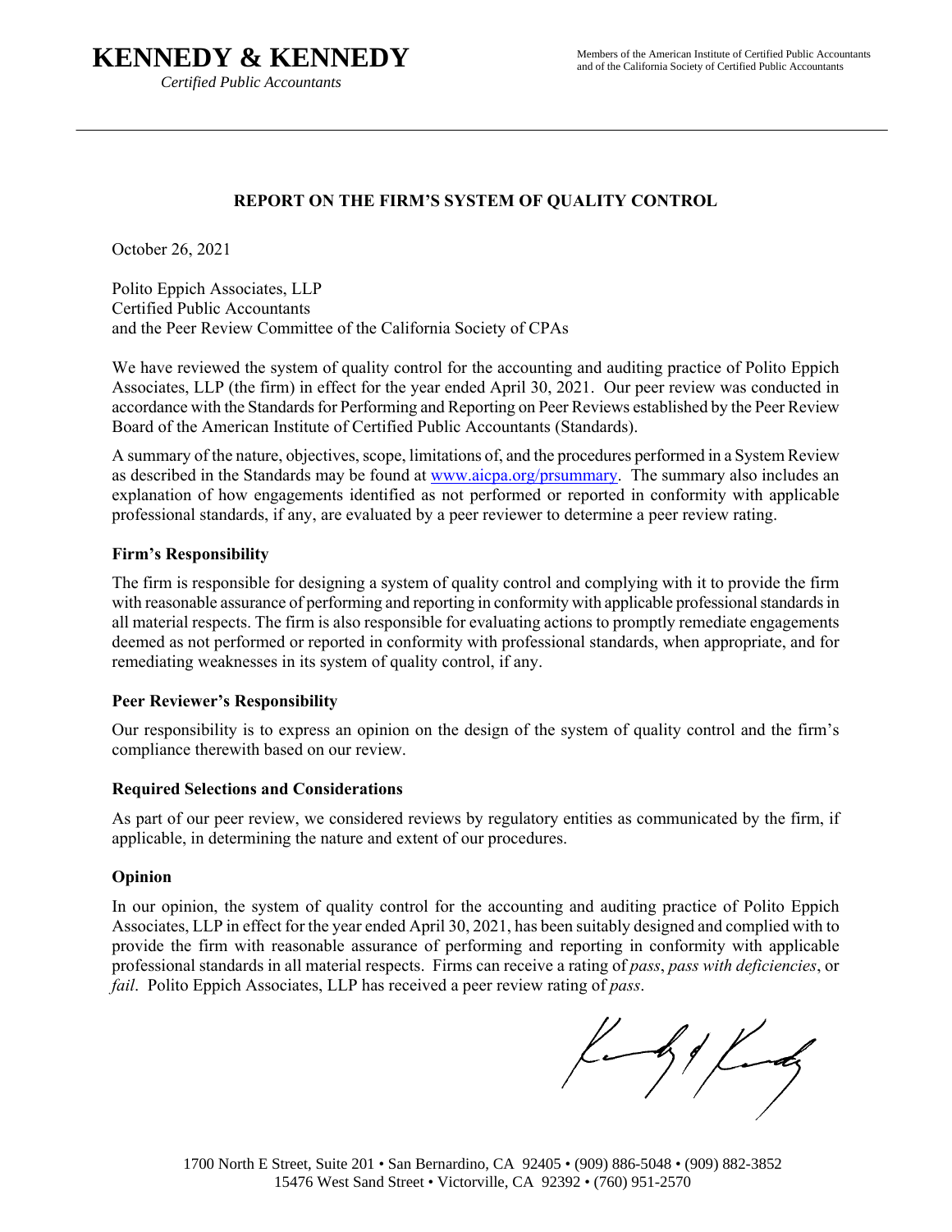# KENNEDY & KENNEDY

*Certified Public Accountants*

Members of the American Institute of Certified Public Accountants and of the California Society of Certified Public Accountants

## REPORT ON THE FIRM'S SYSTEM OF QUALITY CONTROL

October 26, 2021

Polito Eppich Associates, LLP
Certified Public Accountants
and the Peer Review Committee of the California Society of CPAs

We have reviewed the system of quality control for the accounting and auditing practice of Polito Eppich Associates, LLP (the firm) in effect for the year ended April 30, 2021. Our peer review was conducted in accordance with the Standards for Performing and Reporting on Peer Reviews established by the Peer Review Board of the American Institute of Certified Public Accountants (Standards).

A summary of the nature, objectives, scope, limitations of, and the procedures performed in a System Review as described in the Standards may be found at [www.aicpa.org/prsummary](www.aicpa.org/prsummary). The summary also includes an explanation of how engagements identified as not performed or reported in conformity with applicable professional standards, if any, are evaluated by a peer reviewer to determine a peer review rating.

### Firm's Responsibility

The firm is responsible for designing a system of quality control and complying with it to provide the firm with reasonable assurance of performing and reporting in conformity with applicable professional standards in all material respects. The firm is also responsible for evaluating actions to promptly remediate engagements deemed as not performed or reported in conformity with professional standards, when appropriate, and for remediating weaknesses in its system of quality control, if any.

### Peer Reviewer's Responsibility

Our responsibility is to express an opinion on the design of the system of quality control and the firm's compliance therewith based on our review.

### Required Selections and Considerations

As part of our peer review, we considered reviews by regulatory entities as communicated by the firm, if applicable, in determining the nature and extent of our procedures.

### Opinion

In our opinion, the system of quality control for the accounting and auditing practice of Polito Eppich Associates, LLP in effect for the year ended April 30, 2021, has been suitably designed and complied with to provide the firm with reasonable assurance of performing and reporting in conformity with applicable professional standards in all material respects. Firms can receive a rating of *pass*, *pass with deficiencies*, or *fail*. Polito Eppich Associates, LLP has received a peer review rating of *pass*.

Kennedy & Kennedy

1700 North E Street, Suite 201 • San Bernardino, CA 92405 • (909) 886-5048 • (909) 882-3852
15476 West Sand Street • Victorville, CA 92392 • (760) 951-2570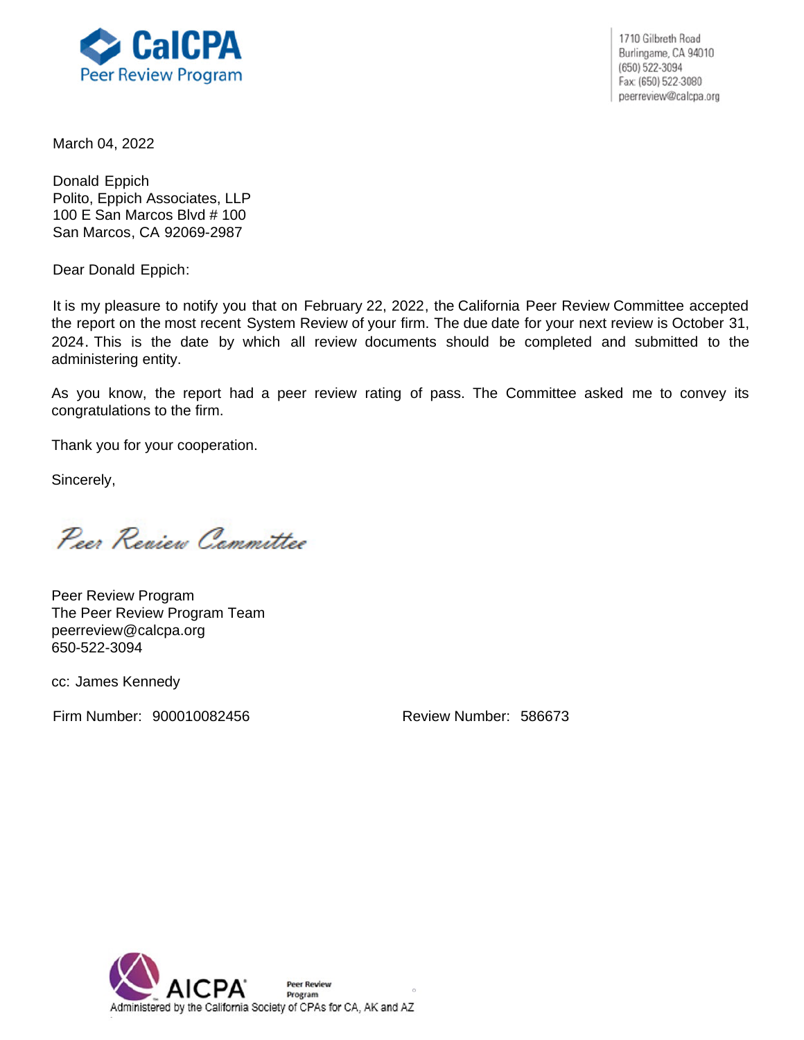**CalCPA**
Peer Review Program

1710 Gilbreth Road
Burlingame, CA 94010
(650) 522-3094
Fax: (650) 522-3080
peerreview@calcpa.org

March 04, 2022

Donald Eppich
Polito, Eppich Associates, LLP
100 E San Marcos Blvd # 100
San Marcos, CA 92069-2987

Dear Donald Eppich:

It is my pleasure to notify you that on February 22, 2022, the California Peer Review Committee accepted the report on the most recent System Review of your firm. The due date for your next review is October 31, 2024. This is the date by which all review documents should be completed and submitted to the administering entity.

As you know, the report had a peer review rating of pass. The Committee asked me to convey its congratulations to the firm.

Thank you for your cooperation.

Sincerely,

*Peer Review Committee*

Peer Review Program
The Peer Review Program Team
peerreview@calcpa.org
650-522-3094

cc: James Kennedy

Firm Number: 900010082456 Review Number: 586673

AICPA Peer Review Program
Administered by the California Society of CPAs for CA, AK and AZ